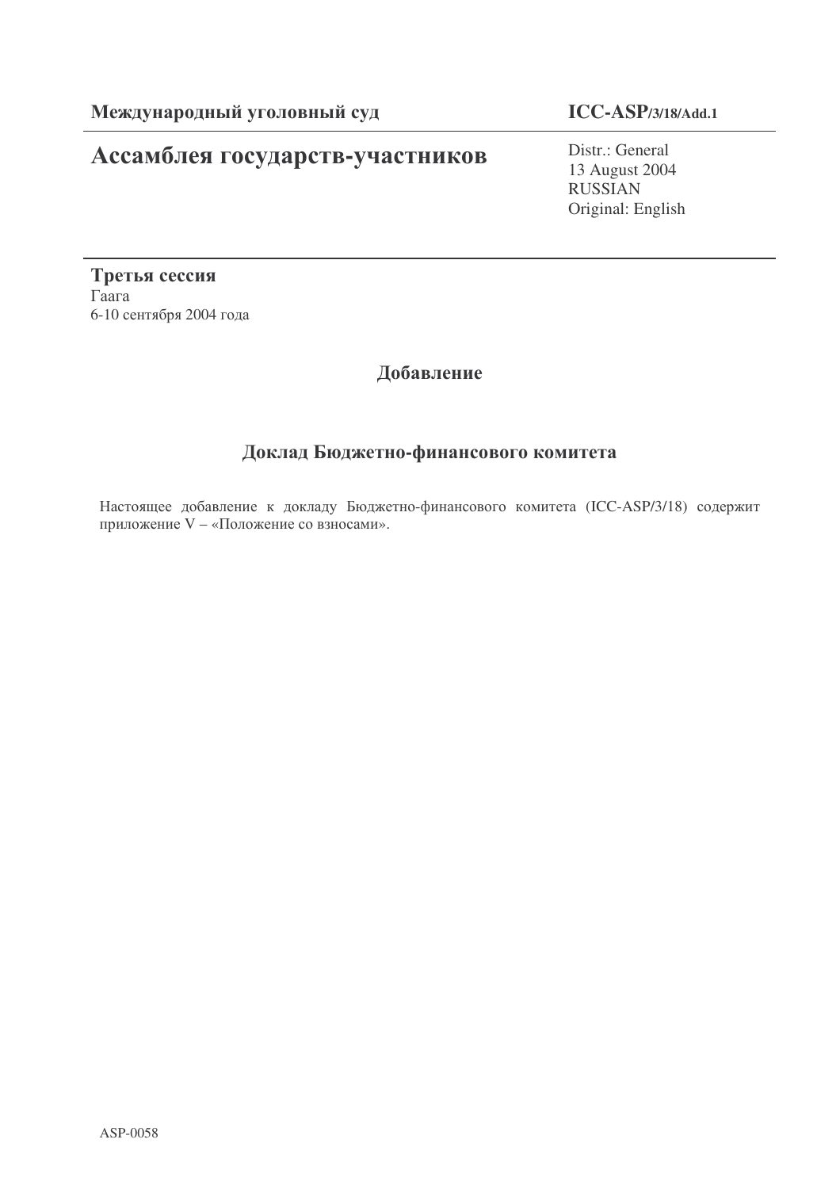**Международный уголовный суд** **ICC-ASP/3/18/Add.1**

# Ассамблея государств-участников

Distr.: General
13 August 2004
RUSSIAN
Original: English

**Третья сессия**
Гаага
6-10 сентября 2004 года

## Добавление

## Доклад Бюджетно-финансового комитета

Настоящее добавление к докладу Бюджетно-финансового комитета (ICC-ASP/3/18) содержит приложение V – «Положение со взносами».

ASP-0058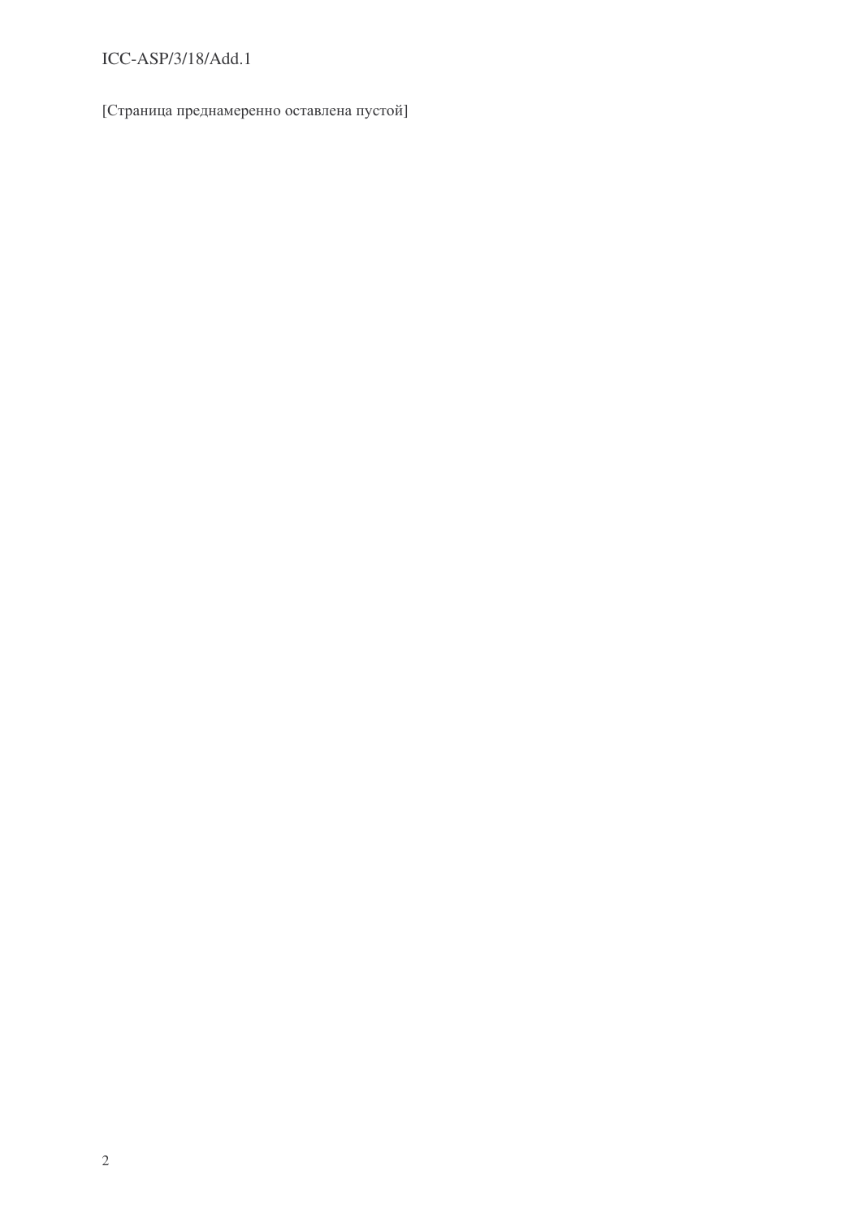[Страница преднамеренно оставлена пустой]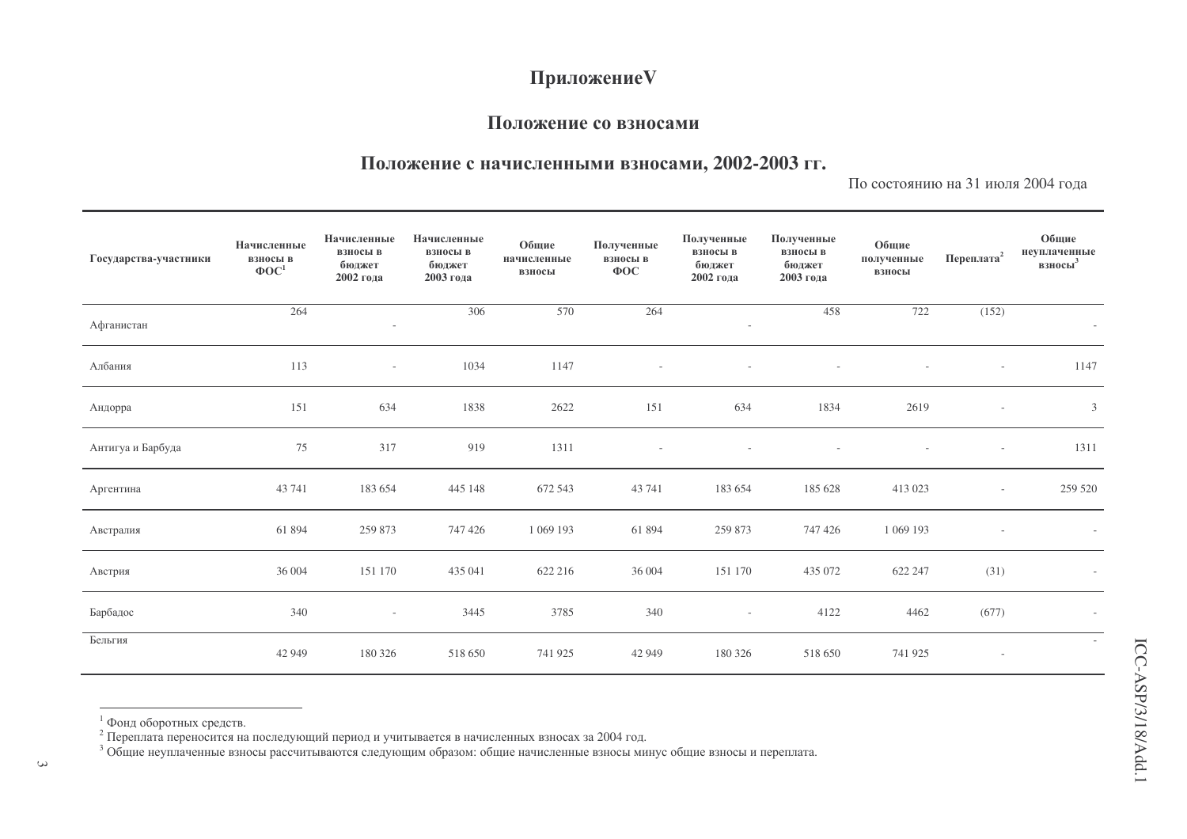# ПриложениеV

## Положение со взносами

### Положение с начисленными взносами, 2002-2003 гг.

По состоянию на 31 июля 2004 года

| Государства-участники | Начисленные взносы в ФОС[1] | Начисленные взносы в бюджет 2002 года | Начисленные взносы в бюджет 2003 года | Общие начисленные взносы | Полученные взносы в ФОС | Полученные взносы в бюджет 2002 года | Полученные взносы в бюджет 2003 года | Общие полученные взносы | Переплата[2] | Общие неуплаченные взносы[3] |
|---|---|---|---|---|---|---|---|---|---|---|
| Афганистан | 264 | - | 306 | 570 | 264 | - | 458 | 722 | (152) | - |
| Албания | 113 | - | 1034 | 1147 | - | - | - | - | - | 1147 |
| Андорра | 151 | 634 | 1838 | 2622 | 151 | 634 | 1834 | 2619 | - | 3 |
| Антигуа и Барбуда | 75 | 317 | 919 | 1311 | - | - | - | - | - | 1311 |
| Аргентина | 43 741 | 183 654 | 445 148 | 672 543 | 43 741 | 183 654 | 185 628 | 413 023 | - | 259 520 |
| Австралия | 61 894 | 259 873 | 747 426 | 1 069 193 | 61 894 | 259 873 | 747 426 | 1 069 193 | - | - |
| Австрия | 36 004 | 151 170 | 435 041 | 622 216 | 36 004 | 151 170 | 435 072 | 622 247 | (31) | - |
| Барбадос | 340 | - | 3445 | 3785 | 340 | - | 4122 | 4462 | (677) | - |
| Бельгия | 42 949 | 180 326 | 518 650 | 741 925 | 42 949 | 180 326 | 518 650 | 741 925 | - | - |

[1] Фонд оборотных средств.
[2] Переплата переносится на последующий период и учитывается в начисленных взносах за 2004 год.
[3] Общие неуплаченные взносы рассчитываются следующим образом: общие начисленные взносы минус общие взносы и переплата.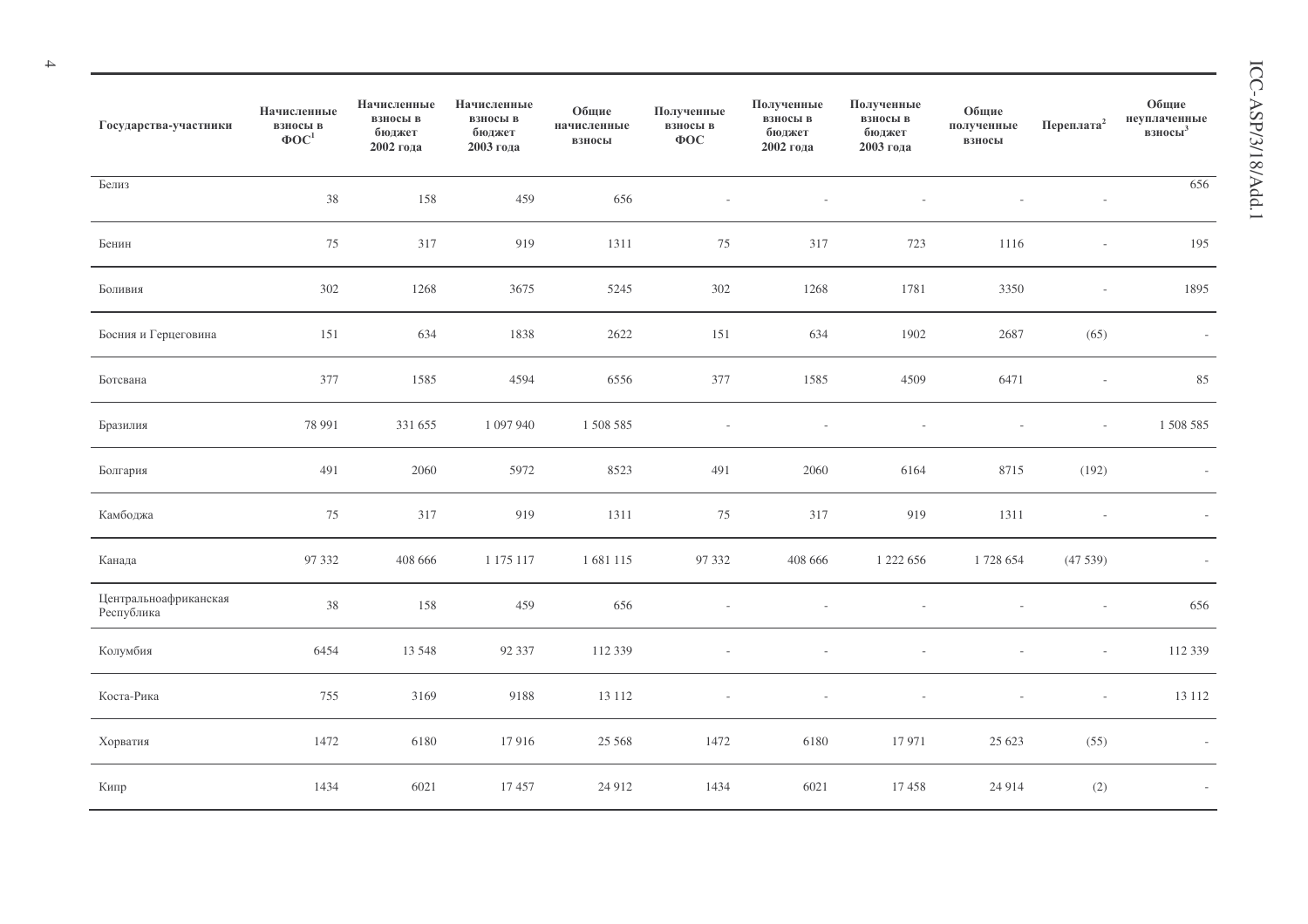| Государства-участники | Начисленные взносы в ФОС[1] | Начисленные взносы в бюджет 2002 года | Начисленные взносы в бюджет 2003 года | Общие начисленные взносы | Полученные взносы в ФОС | Полученные взносы в бюджет 2002 года | Полученные взносы в бюджет 2003 года | Общие полученные взносы | Переплата[2] | Общие неуплаченные взносы[3] |
|---|---|---|---|---|---|---|---|---|---|---|
| Белиз | 38 | 158 | 459 | 656 | - | - | - | - | - | 656 |
| Бенин | 75 | 317 | 919 | 1311 | 75 | 317 | 723 | 1116 | - | 195 |
| Боливия | 302 | 1268 | 3675 | 5245 | 302 | 1268 | 1781 | 3350 | - | 1895 |
| Босния и Герцеговина | 151 | 634 | 1838 | 2622 | 151 | 634 | 1902 | 2687 | (65) | - |
| Ботсвана | 377 | 1585 | 4594 | 6556 | 377 | 1585 | 4509 | 6471 | - | 85 |
| Бразилия | 78 991 | 331 655 | 1 097 940 | 1 508 585 | - | - | - | - | - | 1 508 585 |
| Болгария | 491 | 2060 | 5972 | 8523 | 491 | 2060 | 6164 | 8715 | (192) | - |
| Камбоджа | 75 | 317 | 919 | 1311 | 75 | 317 | 919 | 1311 | - | - |
| Канада | 97 332 | 408 666 | 1 175 117 | 1 681 115 | 97 332 | 408 666 | 1 222 656 | 1 728 654 | (47 539) | - |
| Центральноафриканская Республика | 38 | 158 | 459 | 656 | - | - | - | - | - | 656 |
| Колумбия | 6454 | 13 548 | 92 337 | 112 339 | - | - | - | - | - | 112 339 |
| Коста-Рика | 755 | 3169 | 9188 | 13 112 | - | - | - | - | - | 13 112 |
| Хорватия | 1472 | 6180 | 17 916 | 25 568 | 1472 | 6180 | 17 971 | 25 623 | (55) | - |
| Кипр | 1434 | 6021 | 17 457 | 24 912 | 1434 | 6021 | 17 458 | 24 914 | (2) | - |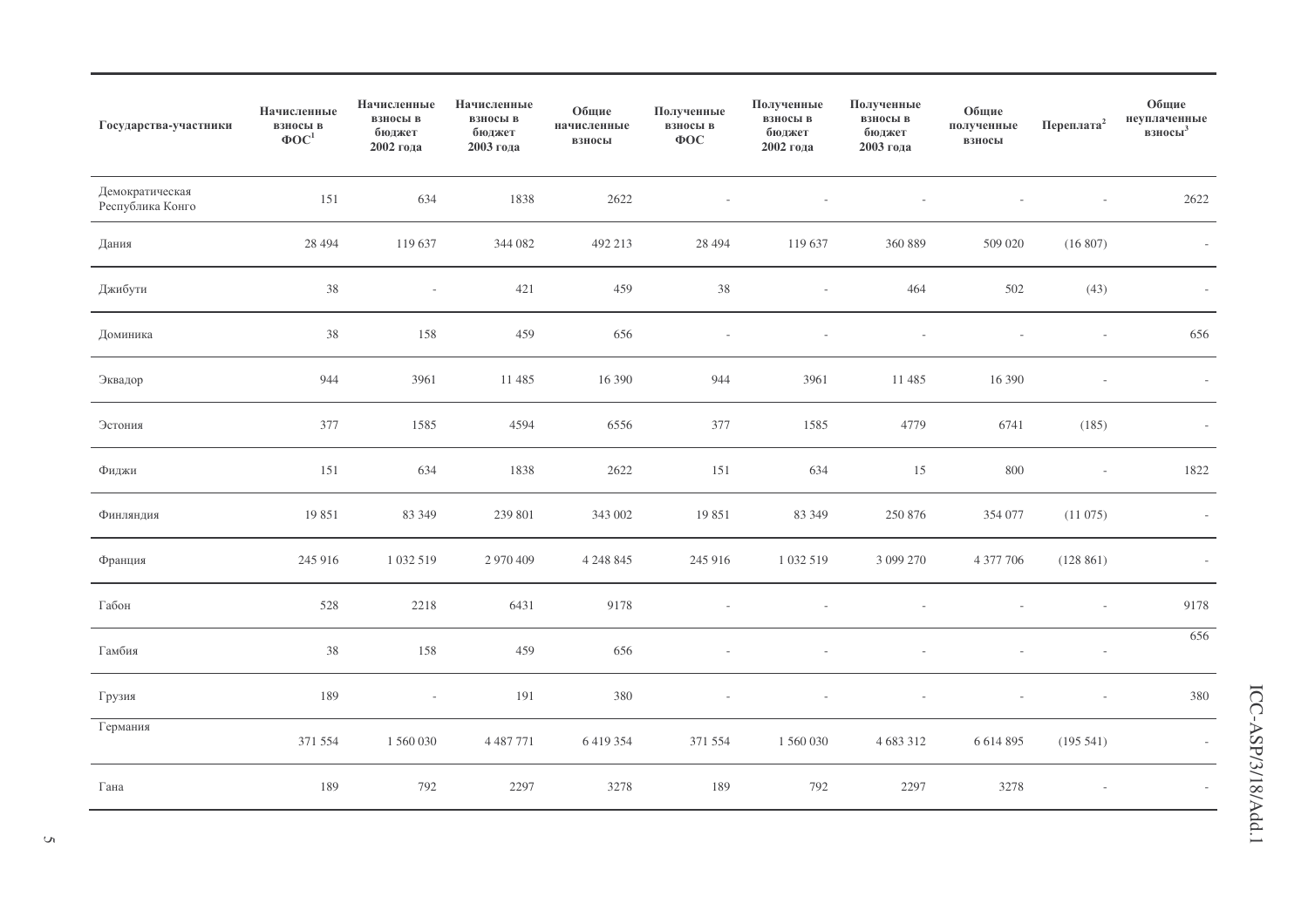| Государства-участники | Начисленные взносы в ФОС[1] | Начисленные взносы в бюджет 2002 года | Начисленные взносы в бюджет 2003 года | Общие начисленные взносы | Полученные взносы в ФОС | Полученные взносы в бюджет 2002 года | Полученные взносы в бюджет 2003 года | Общие полученные взносы | Переплата[2] | Общие неуплаченные взносы[3] |
|---|---|---|---|---|---|---|---|---|---|---|
| Демократическая Республика Конго | 151 | 634 | 1838 | 2622 | - | - | - | - | - | 2622 |
| Дания | 28 494 | 119 637 | 344 082 | 492 213 | 28 494 | 119 637 | 360 889 | 509 020 | (16 807) | - |
| Джибути | 38 | - | 421 | 459 | 38 | - | 464 | 502 | (43) | - |
| Доминика | 38 | 158 | 459 | 656 | - | - | - | - | - | 656 |
| Эквадор | 944 | 3961 | 11 485 | 16 390 | 944 | 3961 | 11 485 | 16 390 | - | - |
| Эстония | 377 | 1585 | 4594 | 6556 | 377 | 1585 | 4779 | 6741 | (185) | - |
| Фиджи | 151 | 634 | 1838 | 2622 | 151 | 634 | 15 | 800 | - | 1822 |
| Финляндия | 19 851 | 83 349 | 239 801 | 343 002 | 19 851 | 83 349 | 250 876 | 354 077 | (11 075) | - |
| Франция | 245 916 | 1 032 519 | 2 970 409 | 4 248 845 | 245 916 | 1 032 519 | 3 099 270 | 4 377 706 | (128 861) | - |
| Габон | 528 | 2218 | 6431 | 9178 | - | - | - | - | - | 9178 |
| Гамбия | 38 | 158 | 459 | 656 | - | - | - | - | - | 656 |
| Грузия | 189 | - | 191 | 380 | - | - | - | - | - | 380 |
| Германия | 371 554 | 1 560 030 | 4 487 771 | 6 419 354 | 371 554 | 1 560 030 | 4 683 312 | 6 614 895 | (195 541) | - |
| Гана | 189 | 792 | 2297 | 3278 | 189 | 792 | 2297 | 3278 | - | - |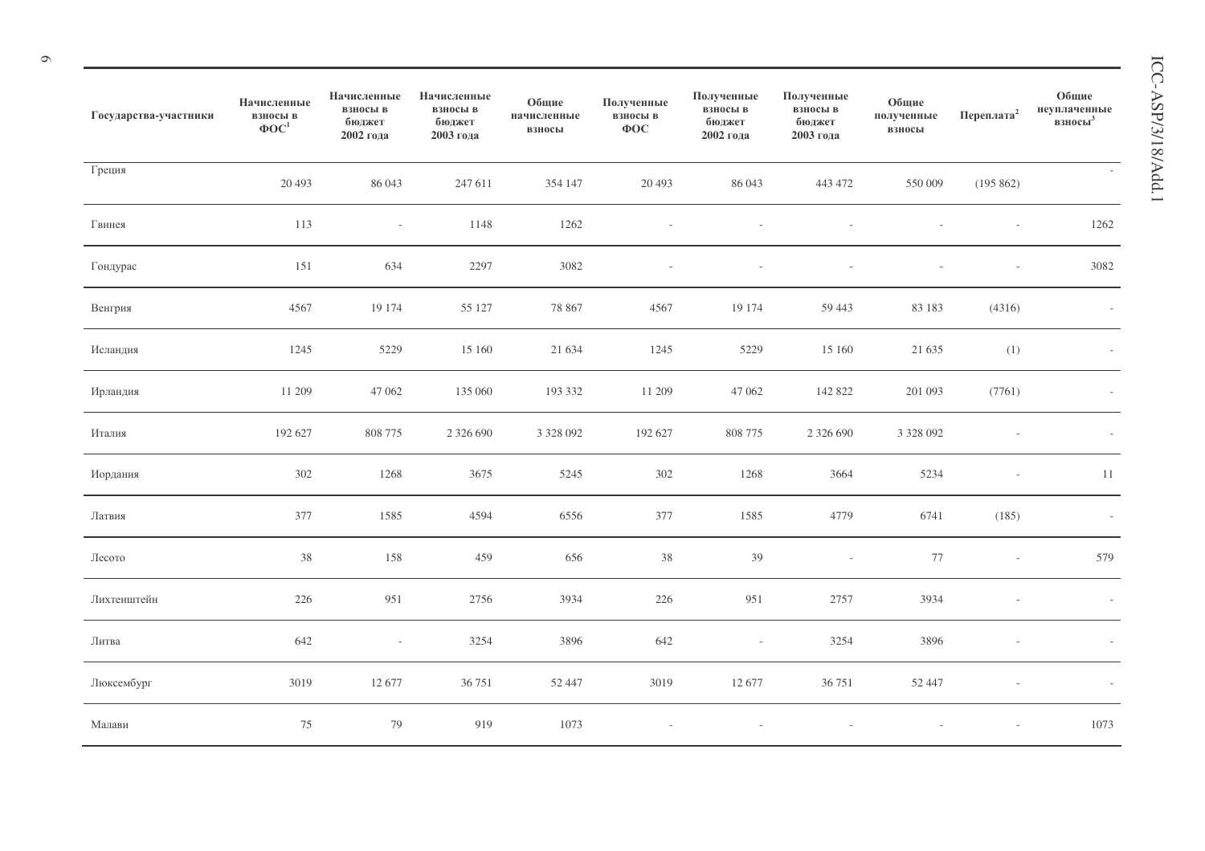| Государства-участники | Начисленные взносы в ФОС[1] | Начисленные взносы в бюджет 2002 года | Начисленные взносы в бюджет 2003 года | Общие начисленные взносы | Полученные взносы в ФОС | Полученные взносы в бюджет 2002 года | Полученные взносы в бюджет 2003 года | Общие полученные взносы | Переплата[2] | Общие неуплаченные взносы[3] |
|---|---|---|---|---|---|---|---|---|---|---|
| Греция | 20 493 | 86 043 | 247 611 | 354 147 | 20 493 | 86 043 | 443 472 | 550 009 | (195 862) | - |
| Гвинея | 113 | - | 1148 | 1262 | - | - | - | - | - | 1262 |
| Гондурас | 151 | 634 | 2297 | 3082 | - | - | - | - | - | 3082 |
| Венгрия | 4567 | 19 174 | 55 127 | 78 867 | 4567 | 19 174 | 59 443 | 83 183 | (4316) | - |
| Исландия | 1245 | 5229 | 15 160 | 21 634 | 1245 | 5229 | 15 160 | 21 635 | (1) | - |
| Ирландия | 11 209 | 47 062 | 135 060 | 193 332 | 11 209 | 47 062 | 142 822 | 201 093 | (7761) | - |
| Италия | 192 627 | 808 775 | 2 326 690 | 3 328 092 | 192 627 | 808 775 | 2 326 690 | 3 328 092 | - | - |
| Иордания | 302 | 1268 | 3675 | 5245 | 302 | 1268 | 3664 | 5234 | - | 11 |
| Латвия | 377 | 1585 | 4594 | 6556 | 377 | 1585 | 4779 | 6741 | (185) | - |
| Лесото | 38 | 158 | 459 | 656 | 38 | 39 | - | 77 | - | 579 |
| Лихтенштейн | 226 | 951 | 2756 | 3934 | 226 | 951 | 2757 | 3934 | - | - |
| Литва | 642 | - | 3254 | 3896 | 642 | - | 3254 | 3896 | - | - |
| Люксембург | 3019 | 12 677 | 36 751 | 52 447 | 3019 | 12 677 | 36 751 | 52 447 | - | - |
| Малави | 75 | 79 | 919 | 1073 | - | - | - | - | - | 1073 |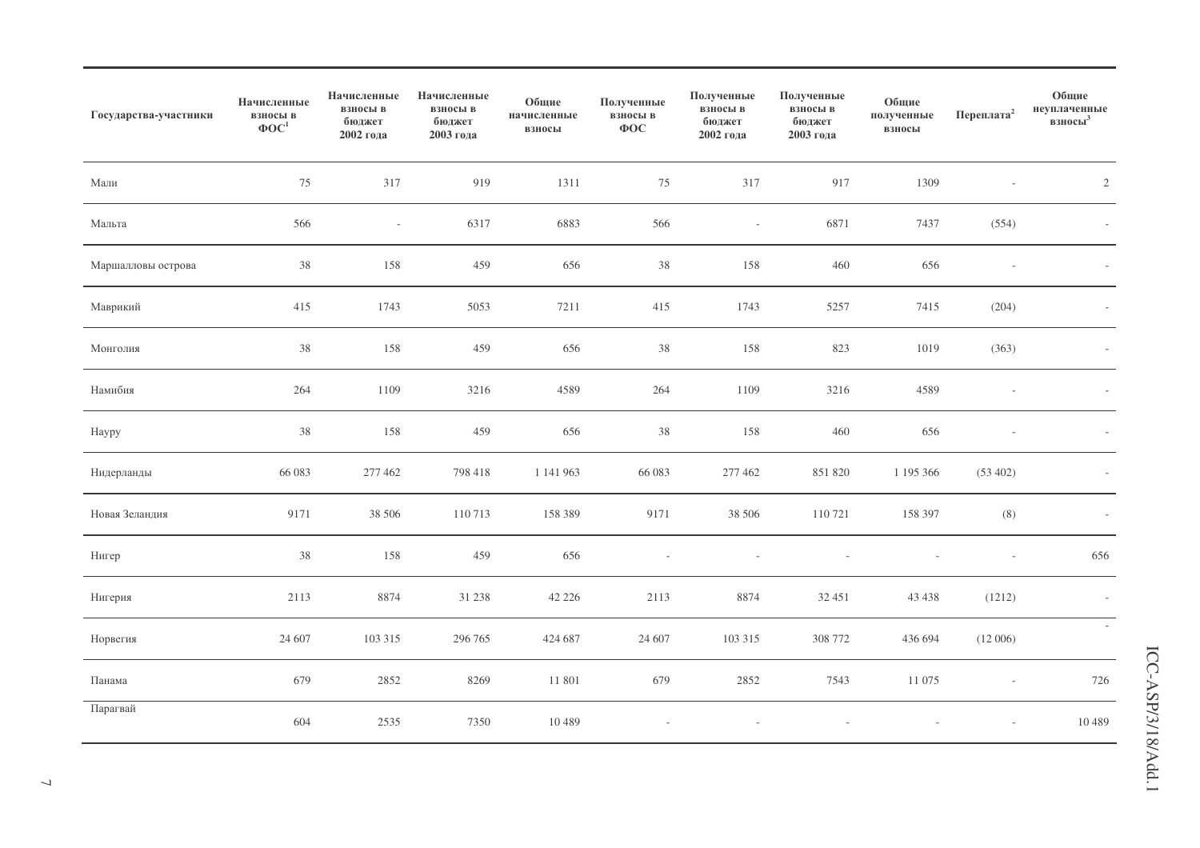| Государства-участники | Начисленные взносы в ФОС[1] | Начисленные взносы в бюджет 2002 года | Начисленные взносы в бюджет 2003 года | Общие начисленные взносы | Полученные взносы в ФОС | Полученные взносы в бюджет 2002 года | Полученные взносы в бюджет 2003 года | Общие полученные взносы | Переплата[2] | Общие неуплаченные взносы[3] |
|---|---|---|---|---|---|---|---|---|---|---|
| Мали | 75 | 317 | 919 | 1311 | 75 | 317 | 917 | 1309 | - | 2 |
| Мальта | 566 | - | 6317 | 6883 | 566 | - | 6871 | 7437 | (554) | - |
| Маршалловы острова | 38 | 158 | 459 | 656 | 38 | 158 | 460 | 656 | - | - |
| Маврикий | 415 | 1743 | 5053 | 7211 | 415 | 1743 | 5257 | 7415 | (204) | - |
| Монголия | 38 | 158 | 459 | 656 | 38 | 158 | 823 | 1019 | (363) | - |
| Намибия | 264 | 1109 | 3216 | 4589 | 264 | 1109 | 3216 | 4589 | - | - |
| Науру | 38 | 158 | 459 | 656 | 38 | 158 | 460 | 656 | - | - |
| Нидерланды | 66 083 | 277 462 | 798 418 | 1 141 963 | 66 083 | 277 462 | 851 820 | 1 195 366 | (53 402) | - |
| Новая Зеландия | 9171 | 38 506 | 110 713 | 158 389 | 9171 | 38 506 | 110 721 | 158 397 | (8) | - |
| Нигер | 38 | 158 | 459 | 656 | - | - | - | - | - | 656 |
| Нигерия | 2113 | 8874 | 31 238 | 42 226 | 2113 | 8874 | 32 451 | 43 438 | (1212) | - |
| Норвегия | 24 607 | 103 315 | 296 765 | 424 687 | 24 607 | 103 315 | 308 772 | 436 694 | (12 006) | - |
| Панама | 679 | 2852 | 8269 | 11 801 | 679 | 2852 | 7543 | 11 075 | - | 726 |
| Парагвай | 604 | 2535 | 7350 | 10 489 | - | - | - | - | - | 10 489 |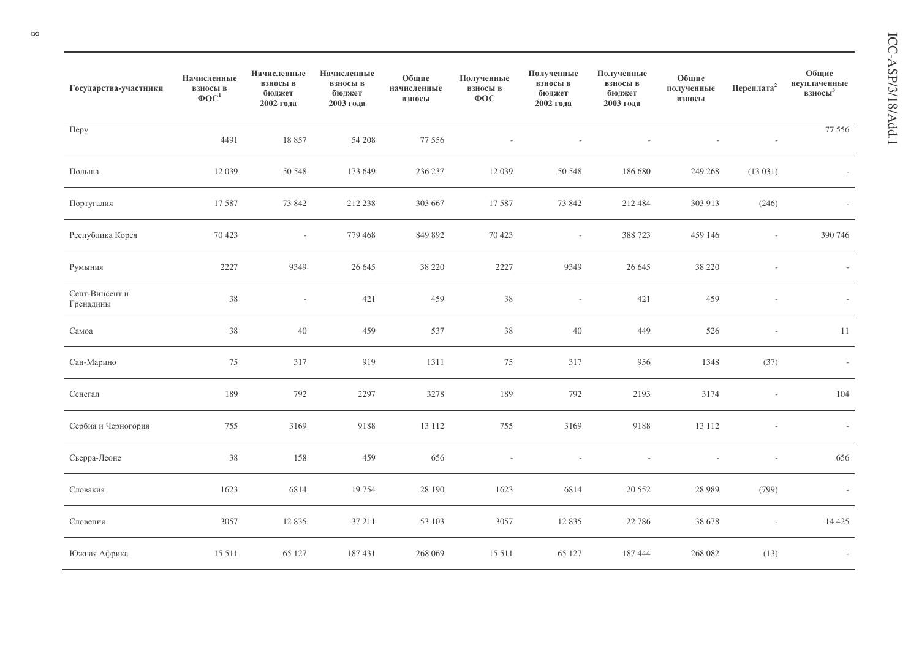| Государства-участники | Начисленные взносы в ФОС[1] | Начисленные взносы в бюджет 2002 года | Начисленные взносы в бюджет 2003 года | Общие начисленные взносы | Полученные взносы в ФОС | Полученные взносы в бюджет 2002 года | Полученные взносы в бюджет 2003 года | Общие полученные взносы | Переплата[2] | Общие неуплаченные взносы[3] |
|---|---|---|---|---|---|---|---|---|---|---|
| Перу | 4491 | 18 857 | 54 208 | 77 556 | - | - | - | - | - | 77 556 |
| Польша | 12 039 | 50 548 | 173 649 | 236 237 | 12 039 | 50 548 | 186 680 | 249 268 | (13 031) | - |
| Португалия | 17 587 | 73 842 | 212 238 | 303 667 | 17 587 | 73 842 | 212 484 | 303 913 | (246) | - |
| Республика Корея | 70 423 | - | 779 468 | 849 892 | 70 423 | - | 388 723 | 459 146 | - | 390 746 |
| Румыния | 2227 | 9349 | 26 645 | 38 220 | 2227 | 9349 | 26 645 | 38 220 | - | - |
| Сент-Винсент и Гренадины | 38 | - | 421 | 459 | 38 | - | 421 | 459 | - | - |
| Самоа | 38 | 40 | 459 | 537 | 38 | 40 | 449 | 526 | - | 11 |
| Сан-Марино | 75 | 317 | 919 | 1311 | 75 | 317 | 956 | 1348 | (37) | - |
| Сенегал | 189 | 792 | 2297 | 3278 | 189 | 792 | 2193 | 3174 | - | 104 |
| Сербия и Черногория | 755 | 3169 | 9188 | 13 112 | 755 | 3169 | 9188 | 13 112 | - | - |
| Сьерра-Леоне | 38 | 158 | 459 | 656 | - | - | - | - | - | 656 |
| Словакия | 1623 | 6814 | 19 754 | 28 190 | 1623 | 6814 | 20 552 | 28 989 | (799) | - |
| Словения | 3057 | 12 835 | 37 211 | 53 103 | 3057 | 12 835 | 22 786 | 38 678 | - | 14 425 |
| Южная Африка | 15 511 | 65 127 | 187 431 | 268 069 | 15 511 | 65 127 | 187 444 | 268 082 | (13) | - |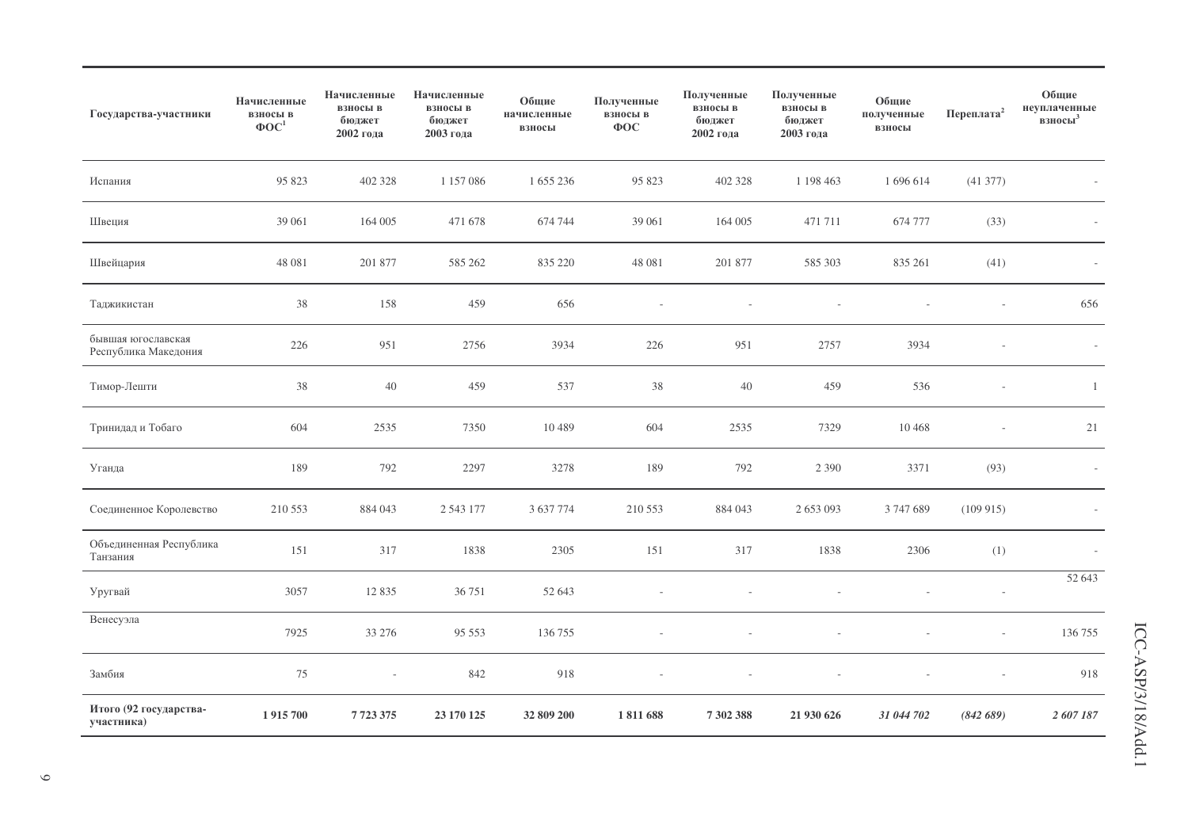| Государства-участники | Начисленные взносы в ФОС[1] | Начисленные взносы в бюджет 2002 года | Начисленные взносы в бюджет 2003 года | Общие начисленные взносы | Полученные взносы в ФОС | Полученные взносы в бюджет 2002 года | Полученные взносы в бюджет 2003 года | Общие полученные взносы | Переплата[2] | Общие неуплаченные взносы[3] |
|---|---|---|---|---|---|---|---|---|---|---|
| Испания | 95 823 | 402 328 | 1 157 086 | 1 655 236 | 95 823 | 402 328 | 1 198 463 | 1 696 614 | (41 377) | - |
| Швеция | 39 061 | 164 005 | 471 678 | 674 744 | 39 061 | 164 005 | 471 711 | 674 777 | (33) | - |
| Швейцария | 48 081 | 201 877 | 585 262 | 835 220 | 48 081 | 201 877 | 585 303 | 835 261 | (41) | - |
| Таджикистан | 38 | 158 | 459 | 656 | - | - | - | - | - | 656 |
| бывшая югославская Республика Македония | 226 | 951 | 2756 | 3934 | 226 | 951 | 2757 | 3934 | - | - |
| Тимор-Лешти | 38 | 40 | 459 | 537 | 38 | 40 | 459 | 536 | - | 1 |
| Тринидад и Тобаго | 604 | 2535 | 7350 | 10 489 | 604 | 2535 | 7329 | 10 468 | - | 21 |
| Уганда | 189 | 792 | 2297 | 3278 | 189 | 792 | 2 390 | 3371 | (93) | - |
| Соединенное Королевство | 210 553 | 884 043 | 2 543 177 | 3 637 774 | 210 553 | 884 043 | 2 653 093 | 3 747 689 | (109 915) | - |
| Объединенная Республика Танзания | 151 | 317 | 1838 | 2305 | 151 | 317 | 1838 | 2306 | (1) | - |
| Уругвай | 3057 | 12 835 | 36 751 | 52 643 | - | - | - | - | - | 52 643 |
| Венесуэла | 7925 | 33 276 | 95 553 | 136 755 | - | - | - | - | - | 136 755 |
| Замбия | 75 | - | 842 | 918 | - | - | - | - | - | 918 |
| **Итого (92 государства-участника)** | **1 915 700** | **7 723 375** | **23 170 125** | **32 809 200** | **1 811 688** | **7 302 388** | **21 930 626** | ***31 044 702*** | ***(842 689)*** | ***2 607 187*** |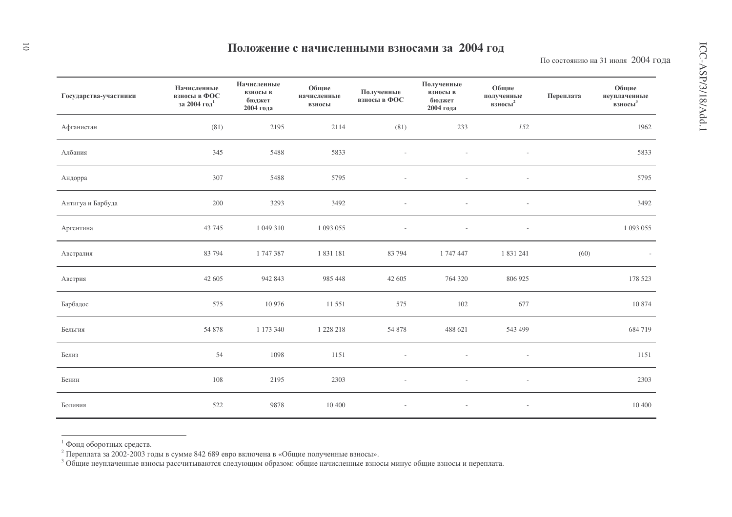# Положение с начисленными взносами за 2004 год

По состоянию на 31 июля 2004 года

| Государства-участники | Начисленные взносы в ФОС за 2004 год[1] | Начисленные взносы в бюджет 2004 года | Общие начисленные взносы | Полученные взносы в ФОС | Полученные взносы в бюджет 2004 года | Общие полученные взносы[2] | Переплата | Общие неуплаченные взносы[3] |
|---|---|---|---|---|---|---|---|---|
| Афганистан | (81) | 2195 | 2114 | (81) | 233 | *152* | | 1962 |
| Албания | 345 | 5488 | 5833 | - | - | - | | 5833 |
| Андорра | 307 | 5488 | 5795 | - | - | - | | 5795 |
| Антигуа и Барбуда | 200 | 3293 | 3492 | - | - | - | | 3492 |
| Аргентина | 43 745 | 1 049 310 | 1 093 055 | - | - | - | | 1 093 055 |
| Австралия | 83 794 | 1 747 387 | 1 831 181 | 83 794 | 1 747 447 | 1 831 241 | (60) | - |
| Австрия | 42 605 | 942 843 | 985 448 | 42 605 | 764 320 | 806 925 | | 178 523 |
| Барбадос | 575 | 10 976 | 11 551 | 575 | 102 | 677 | | 10 874 |
| Бельгия | 54 878 | 1 173 340 | 1 228 218 | 54 878 | 488 621 | 543 499 | | 684 719 |
| Белиз | 54 | 1098 | 1151 | - | - | - | | 1151 |
| Бенин | 108 | 2195 | 2303 | - | - | - | | 2303 |
| Боливия | 522 | 9878 | 10 400 | - | - | - | | 10 400 |

[1] Фонд оборотных средств.

[2] Переплата за 2002-2003 годы в сумме 842 689 евро включена в «Общие полученные взносы».

[3] Общие неуплаченные взносы рассчитываются следующим образом: общие начисленные взносы минус общие взносы и переплата.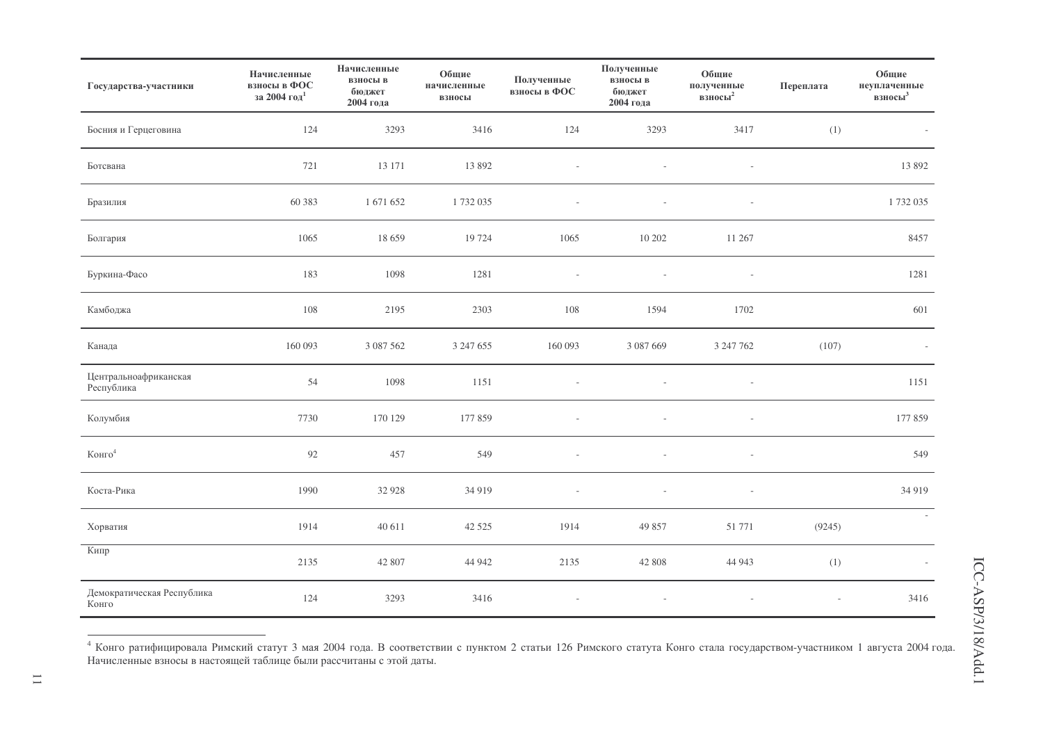| Государства-участники | Начисленные взносы в ФОС за 2004 год[1] | Начисленные взносы в бюджет 2004 года | Общие начисленные взносы | Полученные взносы в ФОС | Полученные взносы в бюджет 2004 года | Общие полученные взносы[2] | Переплата | Общие неуплаченные взносы[3] |
|---|---|---|---|---|---|---|---|---|
| Босния и Герцеговина | 124 | 3293 | 3416 | 124 | 3293 | 3417 | (1) | - |
| Ботсвана | 721 | 13 171 | 13 892 | - | - | - | | 13 892 |
| Бразилия | 60 383 | 1 671 652 | 1 732 035 | - | - | - | | 1 732 035 |
| Болгария | 1065 | 18 659 | 19 724 | 1065 | 10 202 | 11 267 | | 8457 |
| Буркина-Фасо | 183 | 1098 | 1281 | - | - | - | | 1281 |
| Камбоджа | 108 | 2195 | 2303 | 108 | 1594 | 1702 | | 601 |
| Канада | 160 093 | 3 087 562 | 3 247 655 | 160 093 | 3 087 669 | 3 247 762 | (107) | - |
| Центральноафриканская Республика | 54 | 1098 | 1151 | - | - | - | | 1151 |
| Колумбия | 7730 | 170 129 | 177 859 | - | - | - | | 177 859 |
| Конго[4] | 92 | 457 | 549 | - | - | - | | 549 |
| Коста-Рика | 1990 | 32 928 | 34 919 | - | - | - | | 34 919 |
| Хорватия | 1914 | 40 611 | 42 525 | 1914 | 49 857 | 51 771 | (9245) | - |
| Кипр | 2135 | 42 807 | 44 942 | 2135 | 42 808 | 44 943 | (1) | - |
| Демократическая Республика Конго | 124 | 3293 | 3416 | - | - | - | - | 3416 |

[4] Конго ратифицировала Римский статут 3 мая 2004 года. В соответствии с пунктом 2 статьи 126 Римского статута Конго стала государством-участником 1 августа 2004 года. Начисленные взносы в настоящей таблице были рассчитаны с этой даты.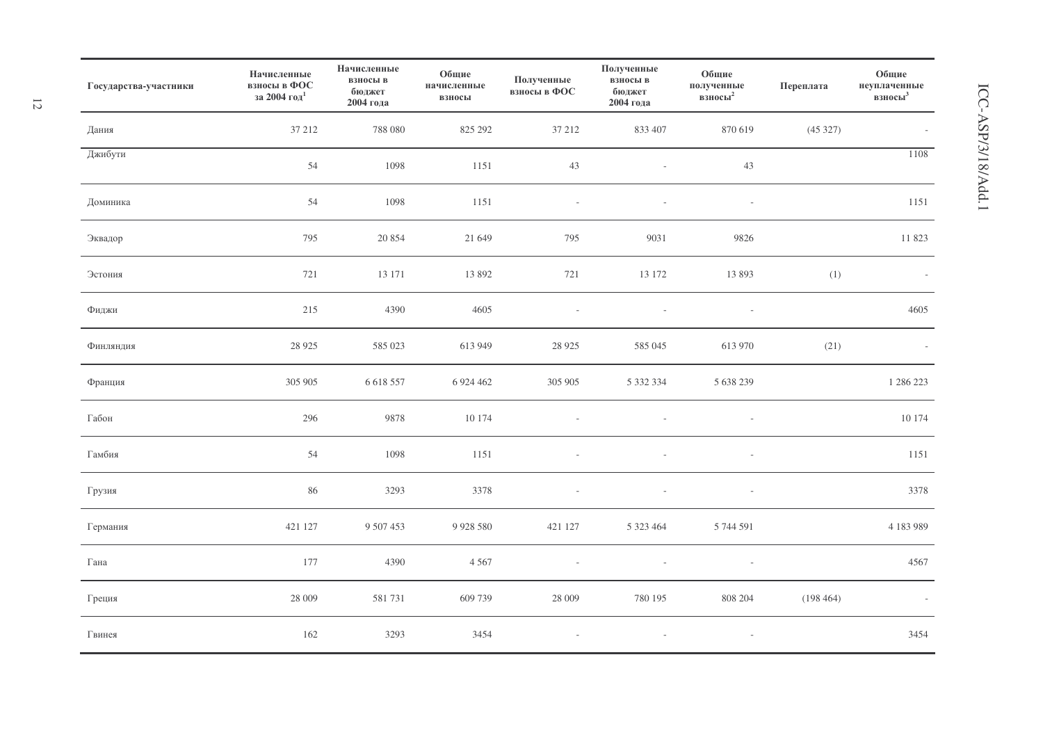| Государства-участники | Начисленные взносы в ФОС за 2004 год[1] | Начисленные взносы в бюджет 2004 года | Общие начисленные взносы | Полученные взносы в ФОС | Полученные взносы в бюджет 2004 года | Общие полученные взносы[2] | Переплата | Общие неуплаченные взносы[3] |
|---|---|---|---|---|---|---|---|---|
| Дания | 37 212 | 788 080 | 825 292 | 37 212 | 833 407 | 870 619 | (45 327) | - |
| Джибути | 54 | 1098 | 1151 | 43 | - | 43 | | 1108 |
| Доминика | 54 | 1098 | 1151 | - | - | - | | 1151 |
| Эквадор | 795 | 20 854 | 21 649 | 795 | 9031 | 9826 | | 11 823 |
| Эстония | 721 | 13 171 | 13 892 | 721 | 13 172 | 13 893 | (1) | - |
| Фиджи | 215 | 4390 | 4605 | - | - | - | | 4605 |
| Финляндия | 28 925 | 585 023 | 613 949 | 28 925 | 585 045 | 613 970 | (21) | - |
| Франция | 305 905 | 6 618 557 | 6 924 462 | 305 905 | 5 332 334 | 5 638 239 | | 1 286 223 |
| Габон | 296 | 9878 | 10 174 | - | - | - | | 10 174 |
| Гамбия | 54 | 1098 | 1151 | - | - | - | | 1151 |
| Грузия | 86 | 3293 | 3378 | - | - | - | | 3378 |
| Германия | 421 127 | 9 507 453 | 9 928 580 | 421 127 | 5 323 464 | 5 744 591 | | 4 183 989 |
| Гана | 177 | 4390 | 4 567 | - | - | - | | 4567 |
| Греция | 28 009 | 581 731 | 609 739 | 28 009 | 780 195 | 808 204 | (198 464) | - |
| Гвинея | 162 | 3293 | 3454 | - | - | - | | 3454 |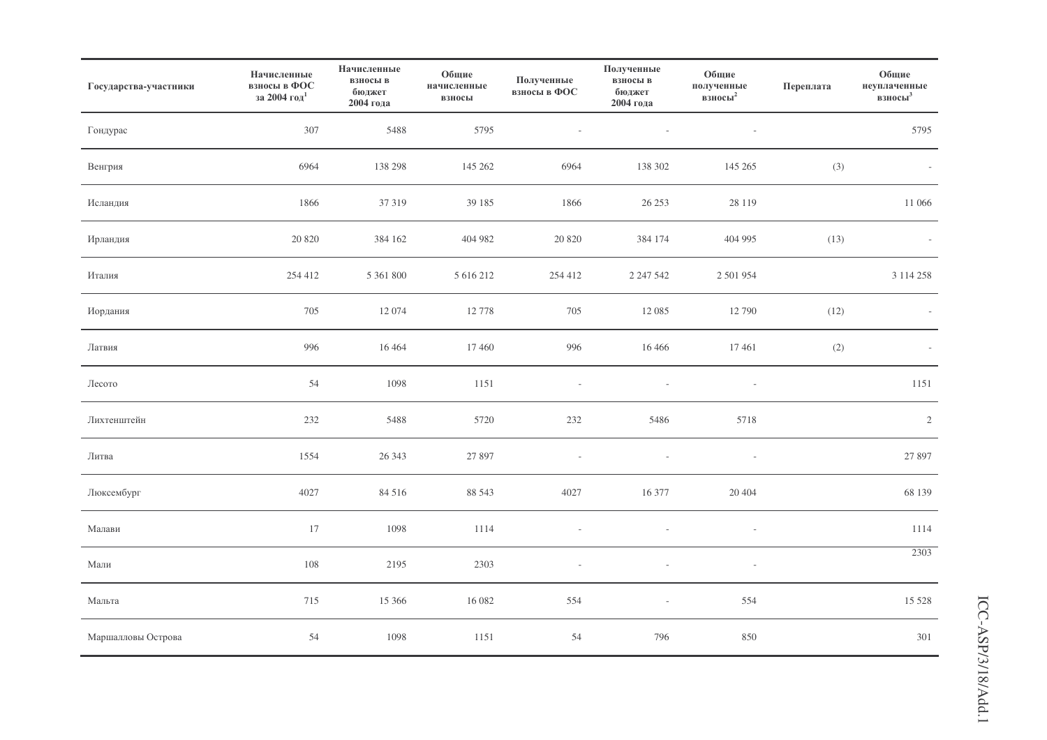| Государства-участники | Начисленные взносы в ФОС за 2004 год[1] | Начисленные взносы в бюджет 2004 года | Общие начисленные взносы | Полученные взносы в ФОС | Полученные взносы в бюджет 2004 года | Общие полученные взносы[2] | Переплата | Общие неуплаченные взносы[3] |
|---|---|---|---|---|---|---|---|---|
| Гондурас | 307 | 5488 | 5795 | - | - | - | | 5795 |
| Венгрия | 6964 | 138 298 | 145 262 | 6964 | 138 302 | 145 265 | (3) | - |
| Исландия | 1866 | 37 319 | 39 185 | 1866 | 26 253 | 28 119 | | 11 066 |
| Ирландия | 20 820 | 384 162 | 404 982 | 20 820 | 384 174 | 404 995 | (13) | - |
| Италия | 254 412 | 5 361 800 | 5 616 212 | 254 412 | 2 247 542 | 2 501 954 | | 3 114 258 |
| Иордания | 705 | 12 074 | 12 778 | 705 | 12 085 | 12 790 | (12) | - |
| Латвия | 996 | 16 464 | 17 460 | 996 | 16 466 | 17 461 | (2) | - |
| Лесото | 54 | 1098 | 1151 | - | - | - | | 1151 |
| Лихтенштейн | 232 | 5488 | 5720 | 232 | 5486 | 5718 | | 2 |
| Литва | 1554 | 26 343 | 27 897 | - | - | - | | 27 897 |
| Люксембург | 4027 | 84 516 | 88 543 | 4027 | 16 377 | 20 404 | | 68 139 |
| Малави | 17 | 1098 | 1114 | - | - | - | | 1114 |
| Мали | 108 | 2195 | 2303 | - | - | - | | 2303 |
| Мальта | 715 | 15 366 | 16 082 | 554 | - | 554 | | 15 528 |
| Маршалловы Острова | 54 | 1098 | 1151 | 54 | 796 | 850 | | 301 |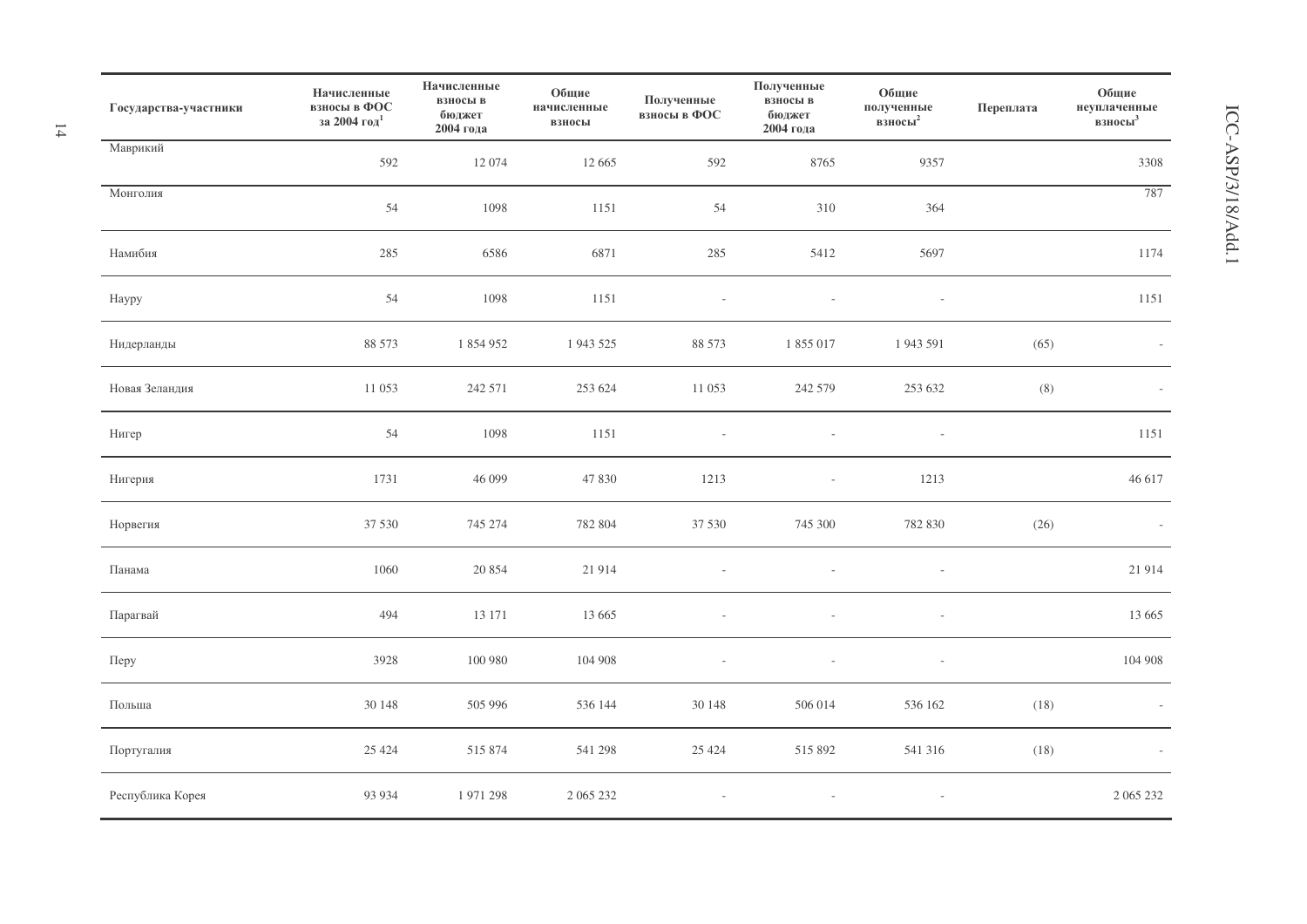| Государства-участники | Начисленные взносы в ФОС за 2004 год[1] | Начисленные взносы в бюджет 2004 года | Общие начисленные взносы | Полученные взносы в ФОС | Полученные взносы в бюджет 2004 года | Общие полученные взносы[2] | Переплата | Общие неуплаченные взносы[3] |
|---|---|---|---|---|---|---|---|---|
| Маврикий | 592 | 12 074 | 12 665 | 592 | 8765 | 9357 | | 3308 |
| Монголия | 54 | 1098 | 1151 | 54 | 310 | 364 | | 787 |
| Намибия | 285 | 6586 | 6871 | 285 | 5412 | 5697 | | 1174 |
| Науру | 54 | 1098 | 1151 | - | - | - | | 1151 |
| Нидерланды | 88 573 | 1 854 952 | 1 943 525 | 88 573 | 1 855 017 | 1 943 591 | (65) | - |
| Новая Зеландия | 11 053 | 242 571 | 253 624 | 11 053 | 242 579 | 253 632 | (8) | - |
| Нигер | 54 | 1098 | 1151 | - | - | - | | 1151 |
| Нигерия | 1731 | 46 099 | 47 830 | 1213 | - | 1213 | | 46 617 |
| Норвегия | 37 530 | 745 274 | 782 804 | 37 530 | 745 300 | 782 830 | (26) | - |
| Панама | 1060 | 20 854 | 21 914 | - | - | - | | 21 914 |
| Парагвай | 494 | 13 171 | 13 665 | - | - | - | | 13 665 |
| Перу | 3928 | 100 980 | 104 908 | - | - | - | | 104 908 |
| Польша | 30 148 | 505 996 | 536 144 | 30 148 | 506 014 | 536 162 | (18) | - |
| Португалия | 25 424 | 515 874 | 541 298 | 25 424 | 515 892 | 541 316 | (18) | - |
| Республика Корея | 93 934 | 1 971 298 | 2 065 232 | - | - | - | | 2 065 232 |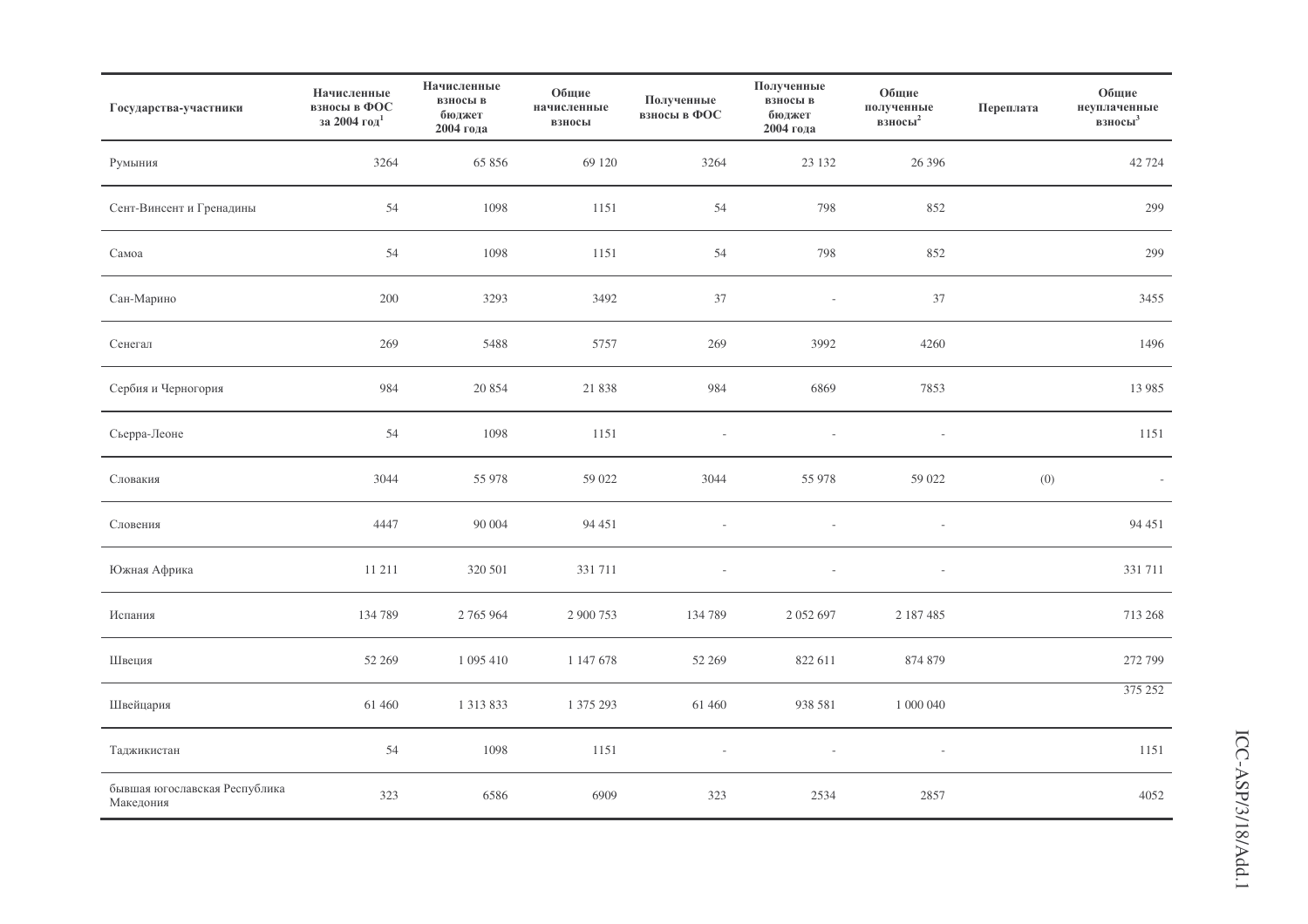| Государства-участники | Начисленные взносы в ФОС за 2004 год[1] | Начисленные взносы в бюджет 2004 года | Общие начисленные взносы | Полученные взносы в ФОС | Полученные взносы в бюджет 2004 года | Общие полученные взносы[2] | Переплата | Общие неуплаченные взносы[3] |
|---|---|---|---|---|---|---|---|---|
| Румыния | 3264 | 65 856 | 69 120 | 3264 | 23 132 | 26 396 | | 42 724 |
| Сент-Винсент и Гренадины | 54 | 1098 | 1151 | 54 | 798 | 852 | | 299 |
| Самоа | 54 | 1098 | 1151 | 54 | 798 | 852 | | 299 |
| Сан-Марино | 200 | 3293 | 3492 | 37 | - | 37 | | 3455 |
| Сенегал | 269 | 5488 | 5757 | 269 | 3992 | 4260 | | 1496 |
| Сербия и Черногория | 984 | 20 854 | 21 838 | 984 | 6869 | 7853 | | 13 985 |
| Сьерра-Леоне | 54 | 1098 | 1151 | - | - | - | | 1151 |
| Словакия | 3044 | 55 978 | 59 022 | 3044 | 55 978 | 59 022 | (0) | - |
| Словения | 4447 | 90 004 | 94 451 | - | - | - | | 94 451 |
| Южная Африка | 11 211 | 320 501 | 331 711 | - | - | - | | 331 711 |
| Испания | 134 789 | 2 765 964 | 2 900 753 | 134 789 | 2 052 697 | 2 187 485 | | 713 268 |
| Швеция | 52 269 | 1 095 410 | 1 147 678 | 52 269 | 822 611 | 874 879 | | 272 799 |
| Швейцария | 61 460 | 1 313 833 | 1 375 293 | 61 460 | 938 581 | 1 000 040 | | 375 252 |
| Таджикистан | 54 | 1098 | 1151 | - | - | - | | 1151 |
| бывшая югославская Республика Македония | 323 | 6586 | 6909 | 323 | 2534 | 2857 | | 4052 |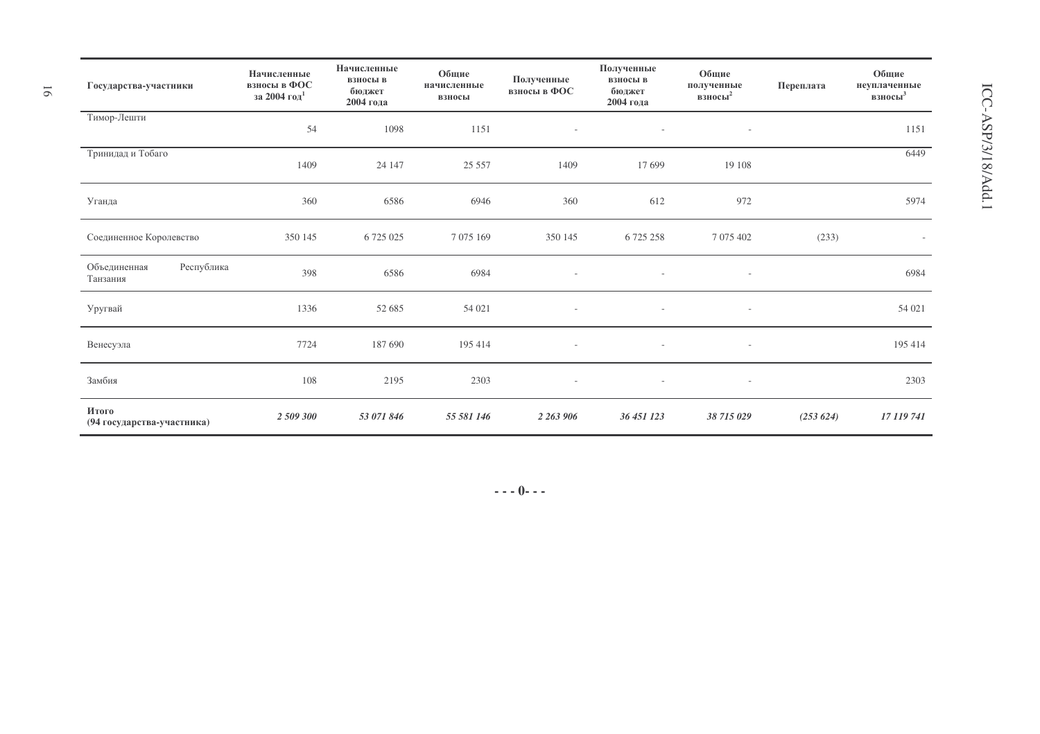| Государства-участники | Начисленные взносы в ФОС за 2004 год[1] | Начисленные взносы в бюджет 2004 года | Общие начисленные взносы | Полученные взносы в ФОС | Полученные взносы в бюджет 2004 года | Общие полученные взносы[2] | Переплата | Общие неуплаченные взносы[3] |
|---|---|---|---|---|---|---|---|---|
| Тимор-Лешти | 54 | 1098 | 1151 | - | - | - | | 1151 |
| Тринидад и Тобаго | 1409 | 24 147 | 25 557 | 1409 | 17 699 | 19 108 | | 6449 |
| Уганда | 360 | 6586 | 6946 | 360 | 612 | 972 | | 5974 |
| Соединенное Королевство | 350 145 | 6 725 025 | 7 075 169 | 350 145 | 6 725 258 | 7 075 402 | (233) | - |
| Объединенная Республика Танзания | 398 | 6586 | 6984 | - | - | - | | 6984 |
| Уругвай | 1336 | 52 685 | 54 021 | - | - | - | | 54 021 |
| Венесуэла | 7724 | 187 690 | 195 414 | - | - | - | | 195 414 |
| Замбия | 108 | 2195 | 2303 | - | - | - | | 2303 |
| **Итого (94 государства-участника)** | ***2 509 300*** | ***53 071 846*** | ***55 581 146*** | ***2 263 906*** | ***36 451 123*** | ***38 715 029*** | ***(253 624)*** | ***17 119 741*** |

**- - - 0- - -**